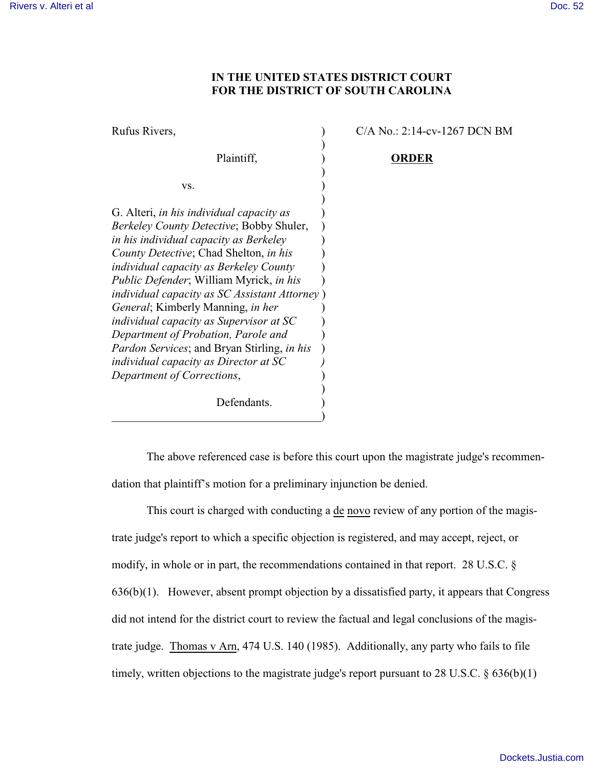**IN THE UNITED STATES DISTRICT COURT**
**FOR THE DISTRICT OF SOUTH CAROLINA**

Rufus Rivers,

Plaintiff,

vs.

G. Alteri, *in his individual capacity as Berkeley County Detective*; Bobby Shuler, *in his individual capacity as Berkeley County Detective*; Chad Shelton, *in his individual capacity as Berkeley County Public Defender*; William Myrick, *in his individual capacity as SC Assistant Attorney General*; Kimberly Manning, *in her individual capacity as Supervisor at SC Department of Probation, Parole and Pardon Services*; and Bryan Stirling, *in his individual capacity as Director at SC Department of Corrections*,

Defendants.

C/A No.: 2:14-cv-1267 DCN BM

**ORDER**

The above referenced case is before this court upon the magistrate judge's recommendation that plaintiff's motion for a preliminary injunction be denied.

This court is charged with conducting a de novo review of any portion of the magistrate judge's report to which a specific objection is registered, and may accept, reject, or modify, in whole or in part, the recommendations contained in that report. 28 U.S.C. § 636(b)(1). However, absent prompt objection by a dissatisfied party, it appears that Congress did not intend for the district court to review the factual and legal conclusions of the magistrate judge. Thomas v Arn, 474 U.S. 140 (1985). Additionally, any party who fails to file timely, written objections to the magistrate judge's report pursuant to 28 U.S.C. § 636(b)(1)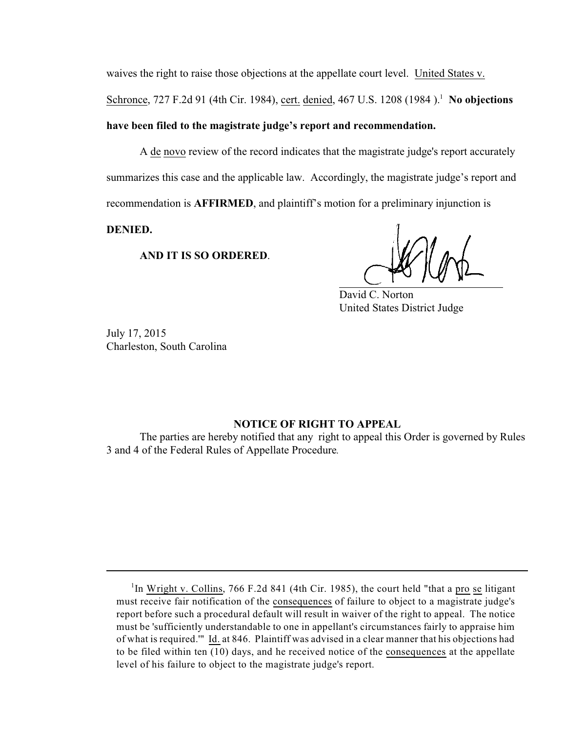waives the right to raise those objections at the appellate court level. United States v. Schronce, 727 F.2d 91 (4th Cir. 1984), cert. denied, 467 U.S. 1208 (1984 ).[1] **No objections have been filed to the magistrate judge's report and recommendation.**

A de novo review of the record indicates that the magistrate judge's report accurately summarizes this case and the applicable law. Accordingly, the magistrate judge's report and recommendation is **AFFIRMED**, and plaintiff's motion for a preliminary injunction is **DENIED.**

**AND IT IS SO ORDERED**.

David C. Norton
United States District Judge

July 17, 2015
Charleston, South Carolina

**NOTICE OF RIGHT TO APPEAL**

The parties are hereby notified that any right to appeal this Order is governed by Rules 3 and 4 of the Federal Rules of Appellate Procedure.

---

[1] In Wright v. Collins, 766 F.2d 841 (4th Cir. 1985), the court held "that a pro se litigant must receive fair notification of the consequences of failure to object to a magistrate judge's report before such a procedural default will result in waiver of the right to appeal. The notice must be 'sufficiently understandable to one in appellant's circumstances fairly to appraise him of what is required.'" Id. at 846. Plaintiff was advised in a clear manner that his objections had to be filed within ten (10) days, and he received notice of the consequences at the appellate level of his failure to object to the magistrate judge's report.